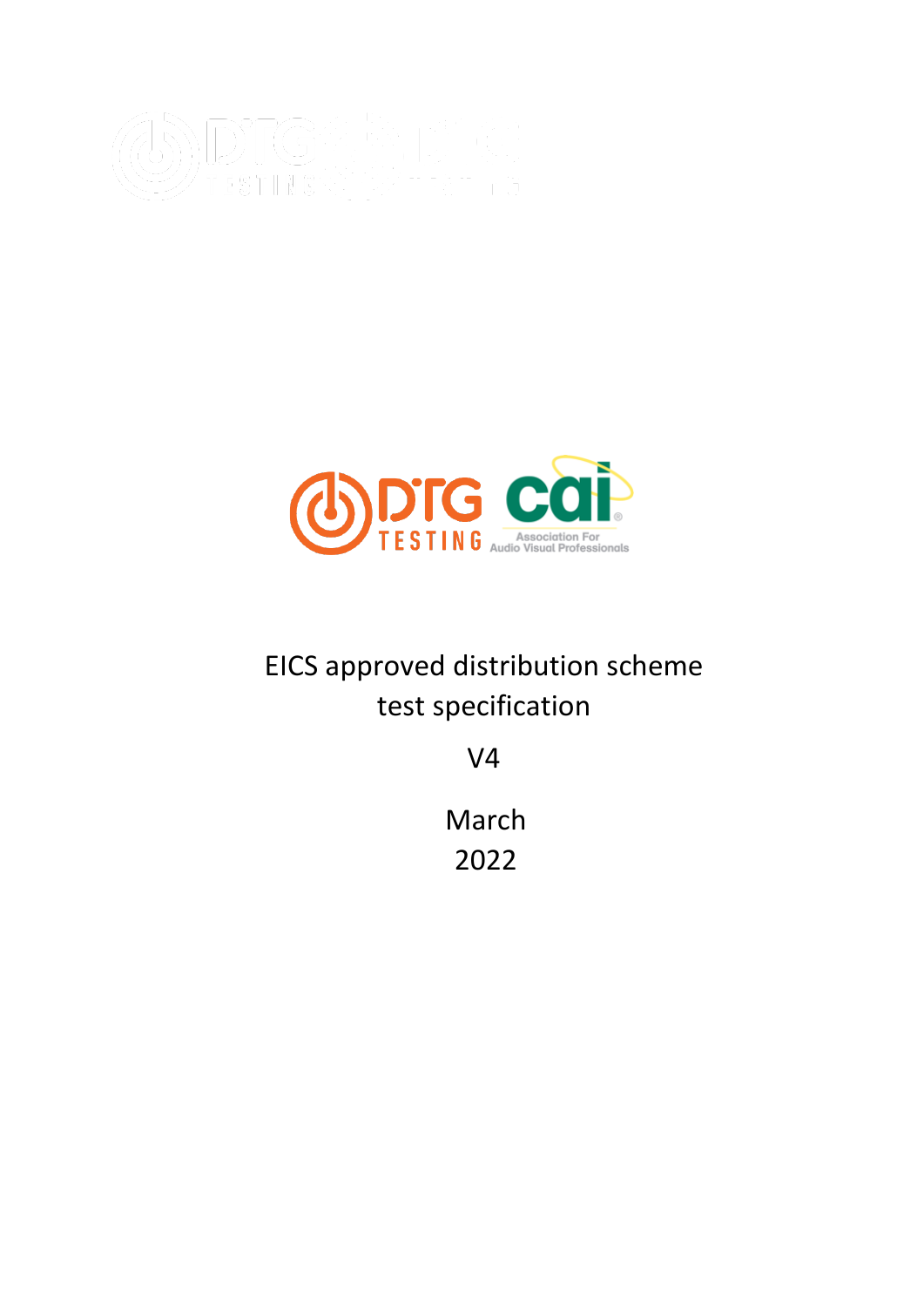# EICS approved distribution scheme test specification

V4

March 2022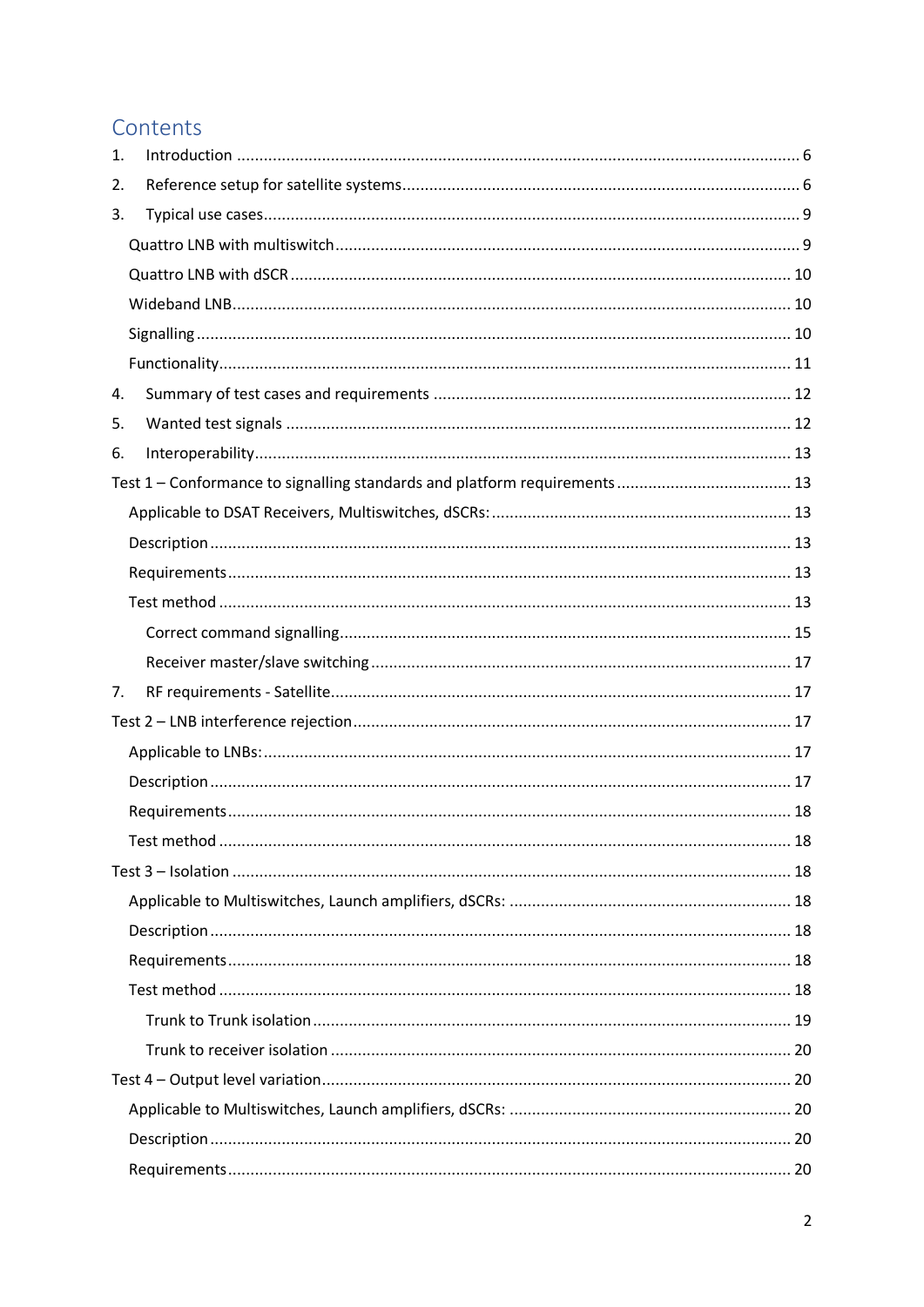# Contents

1. Introduction ... 6
2. Reference setup for satellite systems ... 6
3. Typical use cases ... 9
   - Quattro LNB with multiswitch ... 9
   - Quattro LNB with dSCR ... 10
   - Wideband LNB ... 10
   - Signalling ... 10
   - Functionality ... 11
4. Summary of test cases and requirements ... 12
5. Wanted test signals ... 12
6. Interoperability ... 13

Test 1 – Conformance to signalling standards and platform requirements ... 13
   - Applicable to DSAT Receivers, Multiswitches, dSCRs: ... 13
   - Description ... 13
   - Requirements ... 13
   - Test method ... 13
      - Correct command signalling ... 15
      - Receiver master/slave switching ... 17

7. RF requirements - Satellite ... 17

Test 2 – LNB interference rejection ... 17
   - Applicable to LNBs: ... 17
   - Description ... 17
   - Requirements ... 18
   - Test method ... 18

Test 3 – Isolation ... 18
   - Applicable to Multiswitches, Launch amplifiers, dSCRs: ... 18
   - Description ... 18
   - Requirements ... 18
   - Test method ... 18
      - Trunk to Trunk isolation ... 19
      - Trunk to receiver isolation ... 20

Test 4 – Output level variation ... 20
   - Applicable to Multiswitches, Launch amplifiers, dSCRs: ... 20
   - Description ... 20
   - Requirements ... 20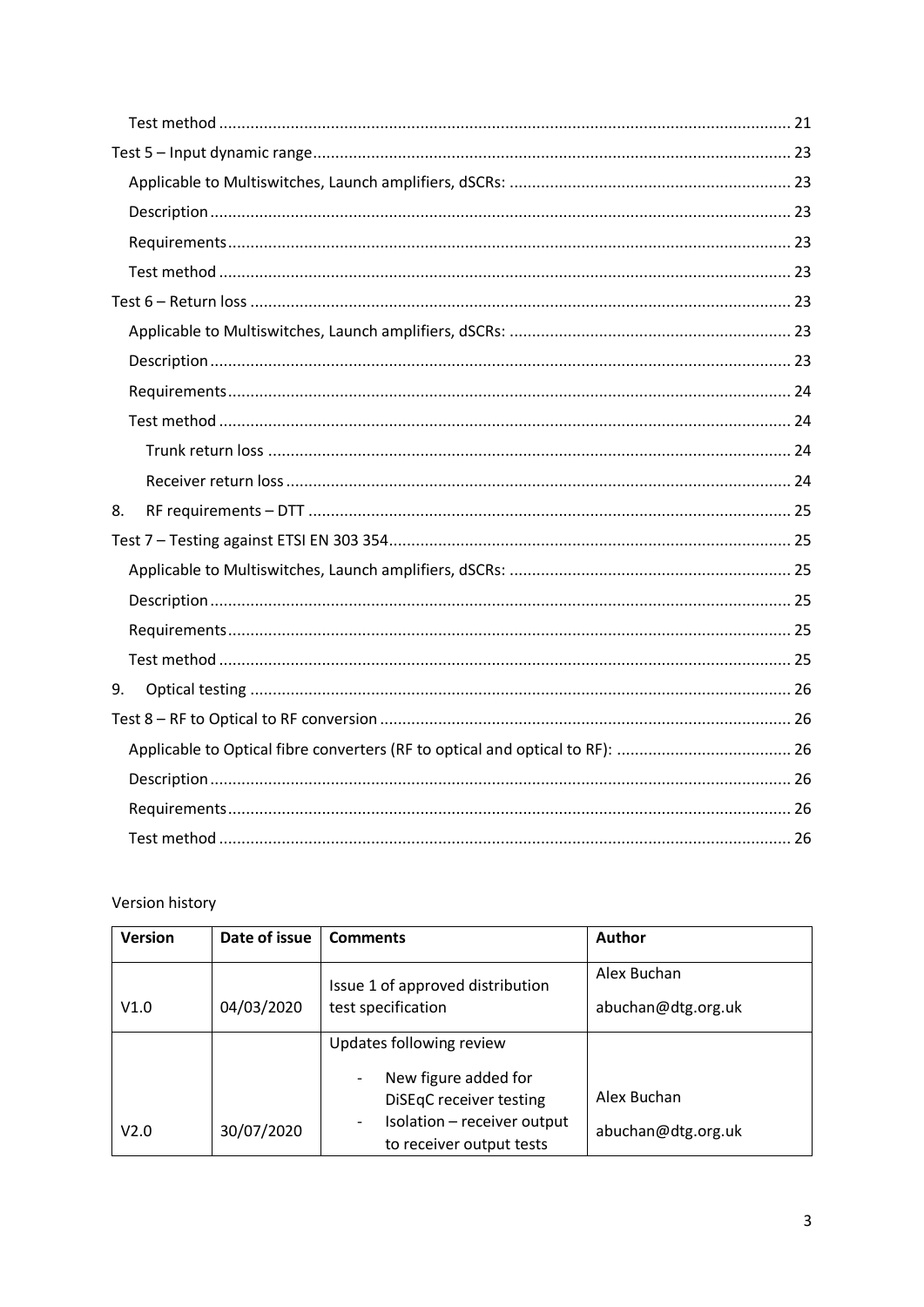- Test method ..... 21
- Test 5 – Input dynamic range ..... 23
  - Applicable to Multiswitches, Launch amplifiers, dSCRs: ..... 23
  - Description ..... 23
  - Requirements ..... 23
  - Test method ..... 23
- Test 6 – Return loss ..... 23
  - Applicable to Multiswitches, Launch amplifiers, dSCRs: ..... 23
  - Description ..... 23
  - Requirements ..... 24
  - Test method ..... 24
    - Trunk return loss ..... 24
    - Receiver return loss ..... 24
- 8. RF requirements – DTT ..... 25
- Test 7 – Testing against ETSI EN 303 354 ..... 25
  - Applicable to Multiswitches, Launch amplifiers, dSCRs: ..... 25
  - Description ..... 25
  - Requirements ..... 25
  - Test method ..... 25
- 9. Optical testing ..... 26
- Test 8 – RF to Optical to RF conversion ..... 26
  - Applicable to Optical fibre converters (RF to optical and optical to RF): ..... 26
  - Description ..... 26
  - Requirements ..... 26
  - Test method ..... 26

Version history

| Version | Date of issue | Comments | Author |
|---|---|---|---|
| V1.0 | 04/03/2020 | Issue 1 of approved distribution test specification | Alex Buchan abuchan@dtg.org.uk |
| V2.0 | 30/07/2020 | Updates following review<br>- New figure added for DiSEqC receiver testing<br>- Isolation – receiver output to receiver output tests | Alex Buchan abuchan@dtg.org.uk |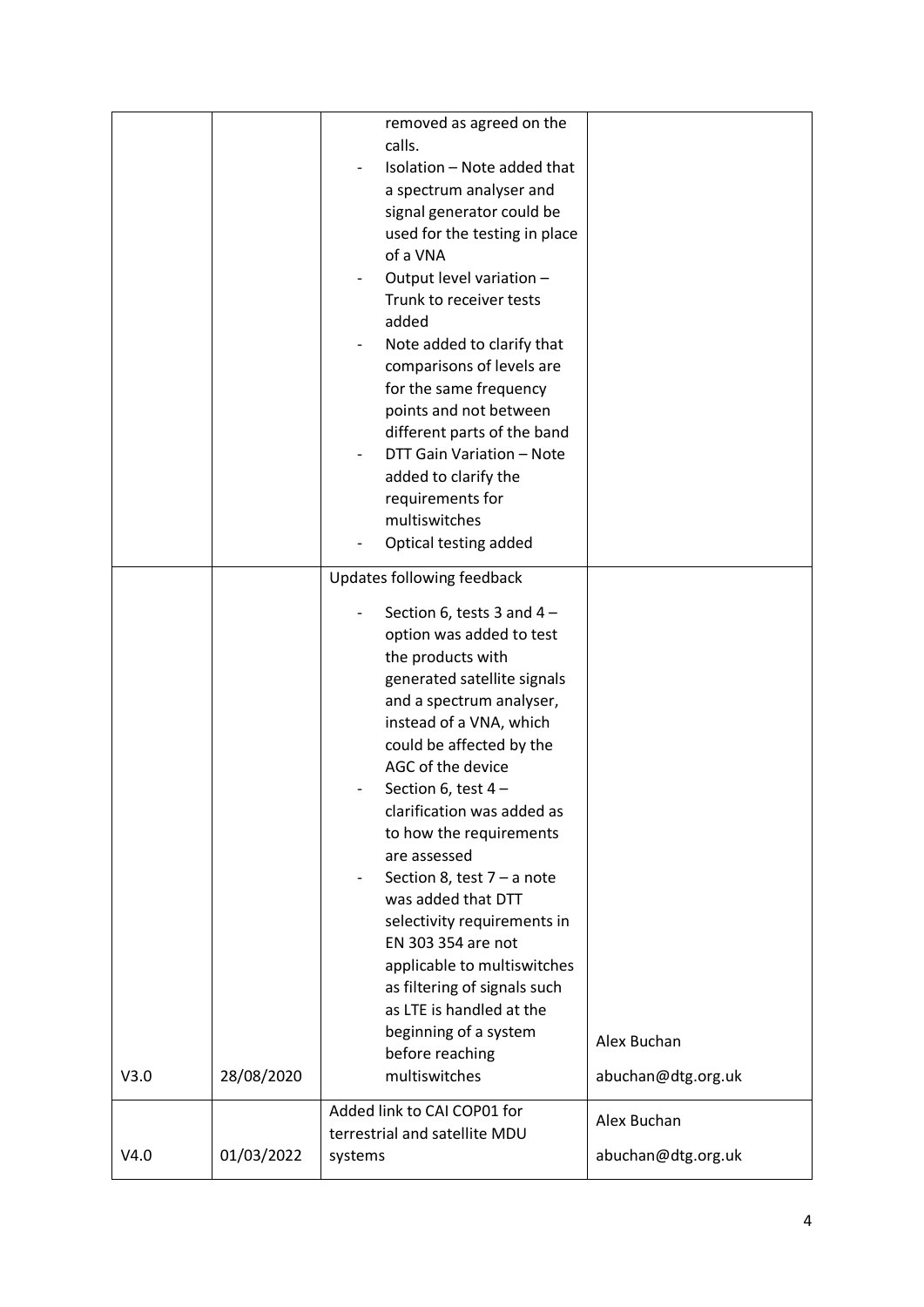| | | | |
|---|---|---|---|
| | | removed as agreed on the calls.<br>- Isolation – Note added that a spectrum analyser and signal generator could be used for the testing in place of a VNA<br>- Output level variation – Trunk to receiver tests added<br>- Note added to clarify that comparisons of levels are for the same frequency points and not between different parts of the band<br>- DTT Gain Variation – Note added to clarify the requirements for multiswitches<br>- Optical testing added | |
| V3.0 | 28/08/2020 | Updates following feedback<br>- Section 6, tests 3 and 4 – option was added to test the products with generated satellite signals and a spectrum analyser, instead of a VNA, which could be affected by the AGC of the device<br>- Section 6, test 4 – clarification was added as to how the requirements are assessed<br>- Section 8, test 7 – a note was added that DTT selectivity requirements in EN 303 354 are not applicable to multiswitches as filtering of signals such as LTE is handled at the beginning of a system before reaching multiswitches | Alex Buchan<br>abuchan@dtg.org.uk |
| V4.0 | 01/03/2022 | Added link to CAI COP01 for terrestrial and satellite MDU systems | Alex Buchan<br>abuchan@dtg.org.uk |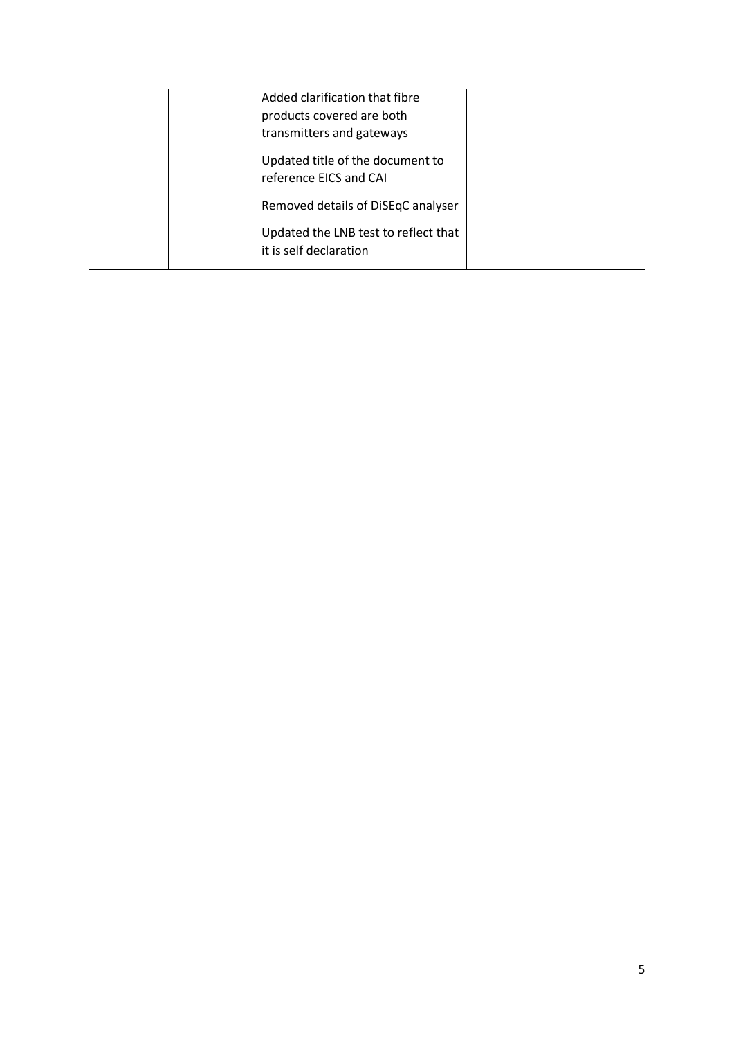|  |  |  |  |
|---|---|---|---|
|  |  | Added clarification that fibre products covered are both transmitters and gateways<br><br>Updated title of the document to reference EICS and CAI<br><br>Removed details of DiSEqC analyser<br><br>Updated the LNB test to reflect that it is self declaration |  |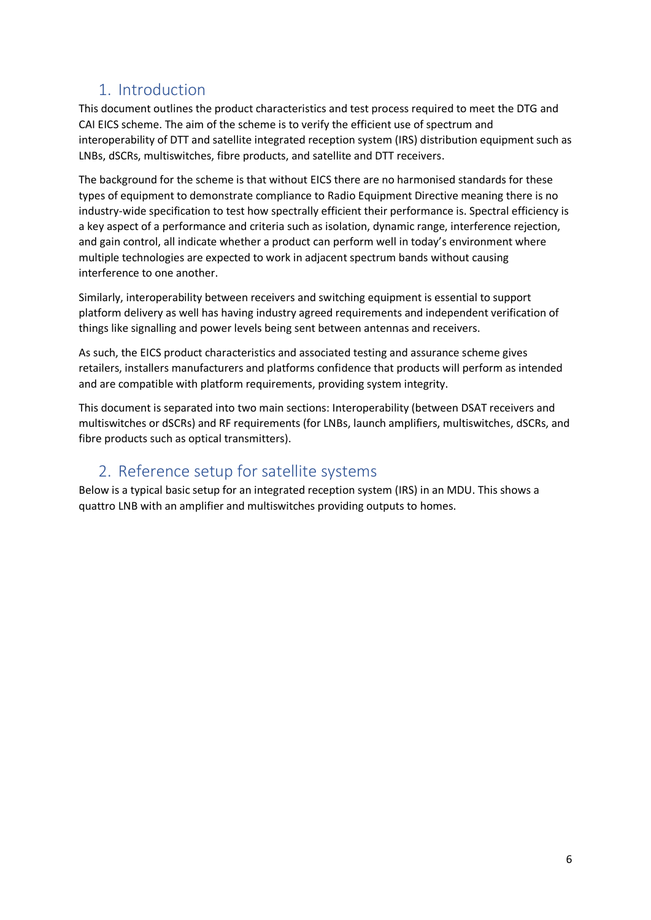## 1. Introduction

This document outlines the product characteristics and test process required to meet the DTG and CAI EICS scheme. The aim of the scheme is to verify the efficient use of spectrum and interoperability of DTT and satellite integrated reception system (IRS) distribution equipment such as LNBs, dSCRs, multiswitches, fibre products, and satellite and DTT receivers.

The background for the scheme is that without EICS there are no harmonised standards for these types of equipment to demonstrate compliance to Radio Equipment Directive meaning there is no industry-wide specification to test how spectrally efficient their performance is. Spectral efficiency is a key aspect of a performance and criteria such as isolation, dynamic range, interference rejection, and gain control, all indicate whether a product can perform well in today's environment where multiple technologies are expected to work in adjacent spectrum bands without causing interference to one another.

Similarly, interoperability between receivers and switching equipment is essential to support platform delivery as well has having industry agreed requirements and independent verification of things like signalling and power levels being sent between antennas and receivers.

As such, the EICS product characteristics and associated testing and assurance scheme gives retailers, installers manufacturers and platforms confidence that products will perform as intended and are compatible with platform requirements, providing system integrity.

This document is separated into two main sections: Interoperability (between DSAT receivers and multiswitches or dSCRs) and RF requirements (for LNBs, launch amplifiers, multiswitches, dSCRs, and fibre products such as optical transmitters).

## 2. Reference setup for satellite systems

Below is a typical basic setup for an integrated reception system (IRS) in an MDU. This shows a quattro LNB with an amplifier and multiswitches providing outputs to homes.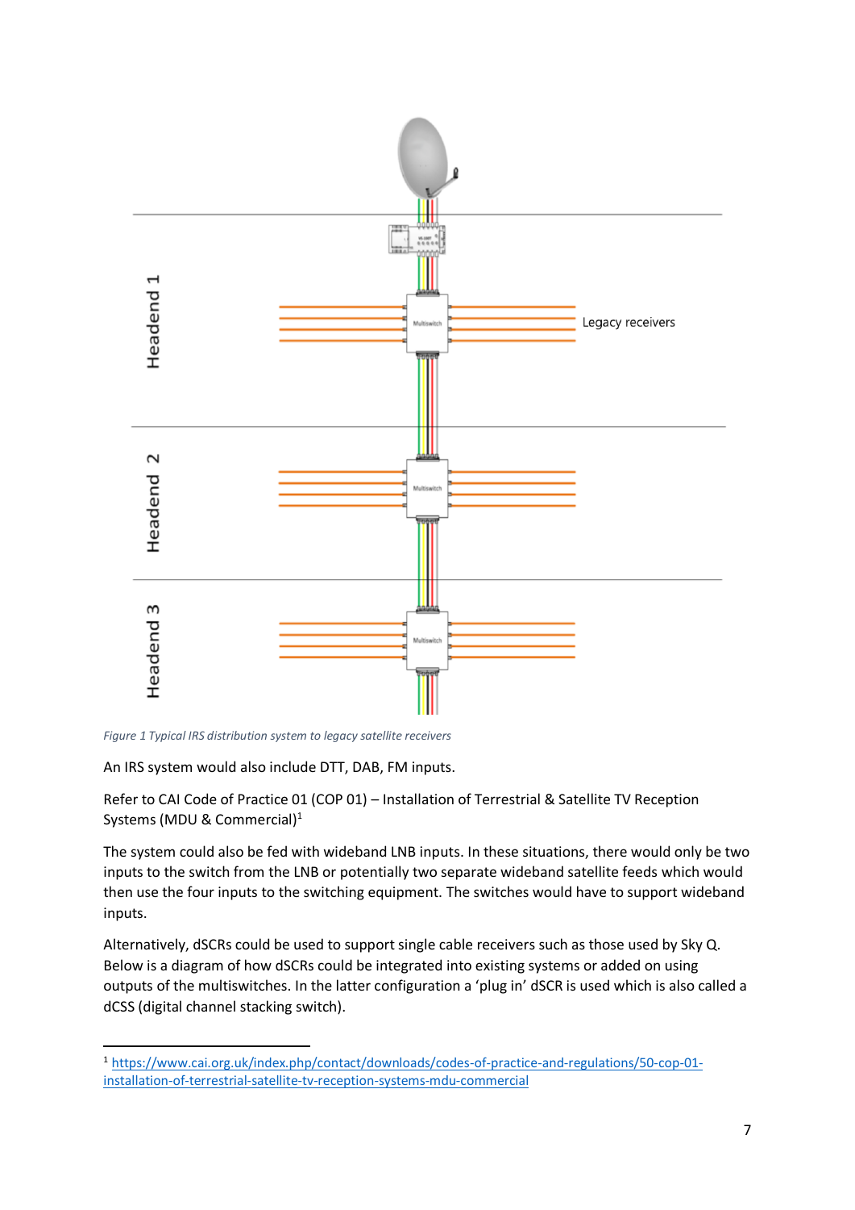*Figure 1 Typical IRS distribution system to legacy satellite receivers*

An IRS system would also include DTT, DAB, FM inputs.

Refer to CAI Code of Practice 01 (COP 01) – Installation of Terrestrial & Satellite TV Reception Systems (MDU & Commercial)[1]

The system could also be fed with wideband LNB inputs. In these situations, there would only be two inputs to the switch from the LNB or potentially two separate wideband satellite feeds which would then use the four inputs to the switching equipment. The switches would have to support wideband inputs.

Alternatively, dSCRs could be used to support single cable receivers such as those used by Sky Q. Below is a diagram of how dSCRs could be integrated into existing systems or added on using outputs of the multiswitches. In the latter configuration a 'plug in' dSCR is used which is also called a dCSS (digital channel stacking switch).

---

[1] https://www.cai.org.uk/index.php/contact/downloads/codes-of-practice-and-regulations/50-cop-01-installation-of-terrestrial-satellite-tv-reception-systems-mdu-commercial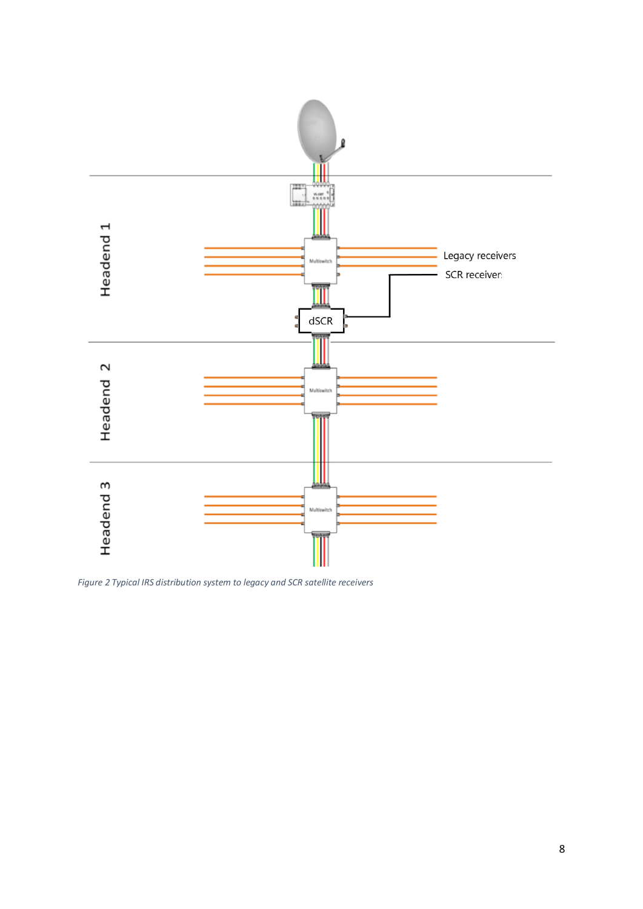*Figure 2 Typical IRS distribution system to legacy and SCR satellite receivers*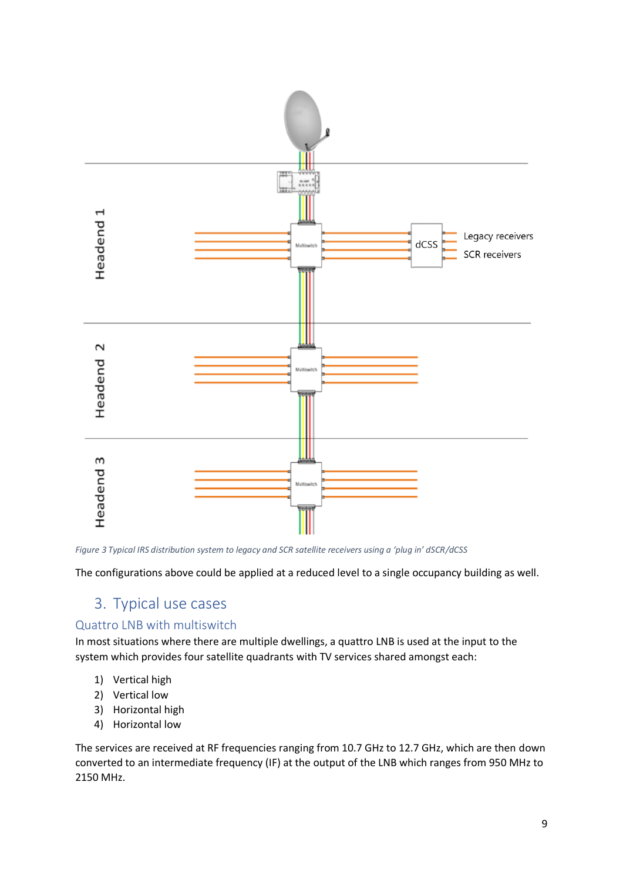*Figure 3 Typical IRS distribution system to legacy and SCR satellite receivers using a 'plug in' dSCR/dCSS*

The configurations above could be applied at a reduced level to a single occupancy building as well.

## 3. Typical use cases

### Quattro LNB with multiswitch

In most situations where there are multiple dwellings, a quattro LNB is used at the input to the system which provides four satellite quadrants with TV services shared amongst each:

1) Vertical high
2) Vertical low
3) Horizontal high
4) Horizontal low

The services are received at RF frequencies ranging from 10.7 GHz to 12.7 GHz, which are then down converted to an intermediate frequency (IF) at the output of the LNB which ranges from 950 MHz to 2150 MHz.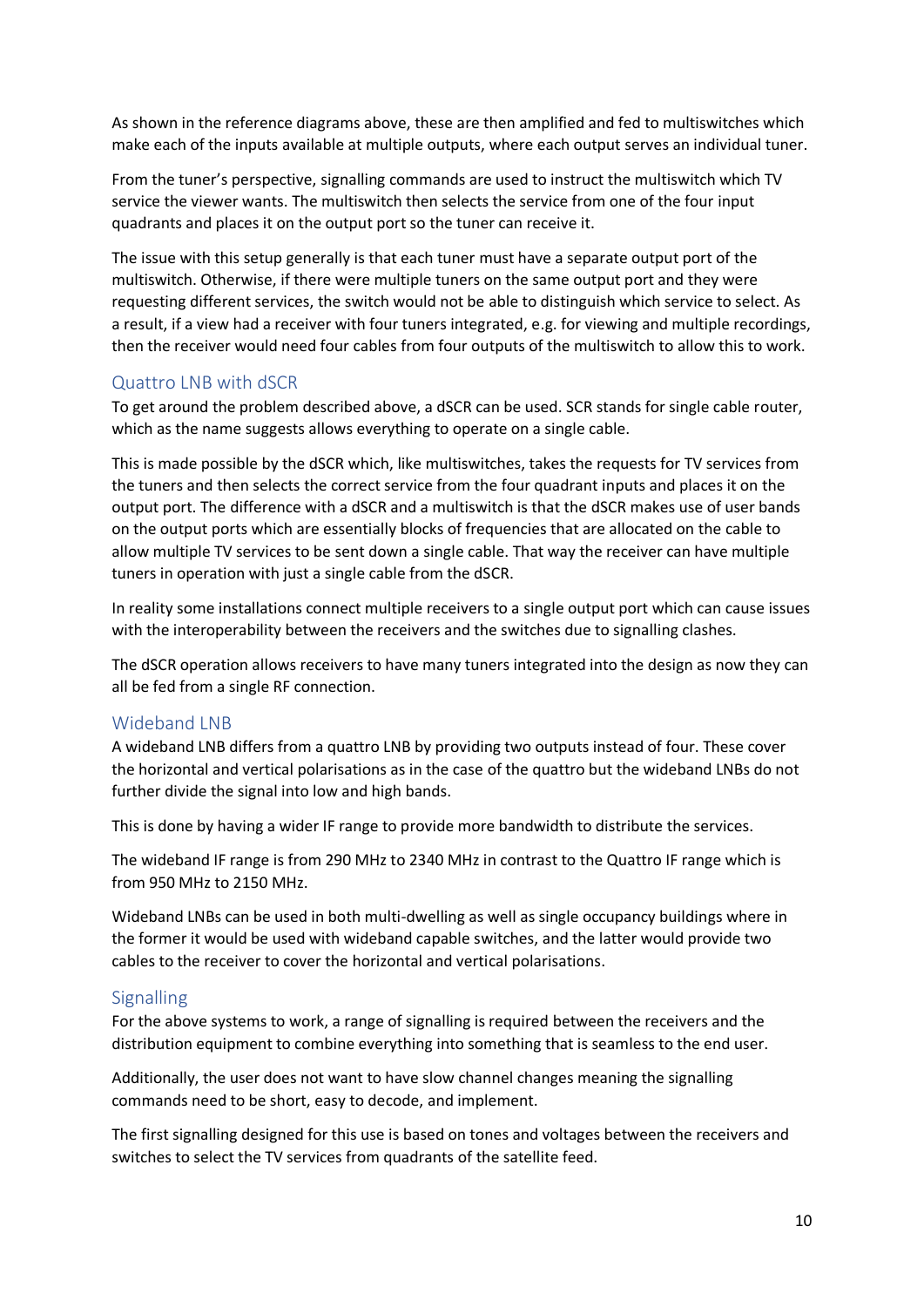As shown in the reference diagrams above, these are then amplified and fed to multiswitches which make each of the inputs available at multiple outputs, where each output serves an individual tuner.

From the tuner's perspective, signalling commands are used to instruct the multiswitch which TV service the viewer wants. The multiswitch then selects the service from one of the four input quadrants and places it on the output port so the tuner can receive it.

The issue with this setup generally is that each tuner must have a separate output port of the multiswitch. Otherwise, if there were multiple tuners on the same output port and they were requesting different services, the switch would not be able to distinguish which service to select. As a result, if a view had a receiver with four tuners integrated, e.g. for viewing and multiple recordings, then the receiver would need four cables from four outputs of the multiswitch to allow this to work.

## Quattro LNB with dSCR

To get around the problem described above, a dSCR can be used. SCR stands for single cable router, which as the name suggests allows everything to operate on a single cable.

This is made possible by the dSCR which, like multiswitches, takes the requests for TV services from the tuners and then selects the correct service from the four quadrant inputs and places it on the output port. The difference with a dSCR and a multiswitch is that the dSCR makes use of user bands on the output ports which are essentially blocks of frequencies that are allocated on the cable to allow multiple TV services to be sent down a single cable. That way the receiver can have multiple tuners in operation with just a single cable from the dSCR.

In reality some installations connect multiple receivers to a single output port which can cause issues with the interoperability between the receivers and the switches due to signalling clashes.

The dSCR operation allows receivers to have many tuners integrated into the design as now they can all be fed from a single RF connection.

## Wideband LNB

A wideband LNB differs from a quattro LNB by providing two outputs instead of four. These cover the horizontal and vertical polarisations as in the case of the quattro but the wideband LNBs do not further divide the signal into low and high bands.

This is done by having a wider IF range to provide more bandwidth to distribute the services.

The wideband IF range is from 290 MHz to 2340 MHz in contrast to the Quattro IF range which is from 950 MHz to 2150 MHz.

Wideband LNBs can be used in both multi-dwelling as well as single occupancy buildings where in the former it would be used with wideband capable switches, and the latter would provide two cables to the receiver to cover the horizontal and vertical polarisations.

## Signalling

For the above systems to work, a range of signalling is required between the receivers and the distribution equipment to combine everything into something that is seamless to the end user.

Additionally, the user does not want to have slow channel changes meaning the signalling commands need to be short, easy to decode, and implement.

The first signalling designed for this use is based on tones and voltages between the receivers and switches to select the TV services from quadrants of the satellite feed.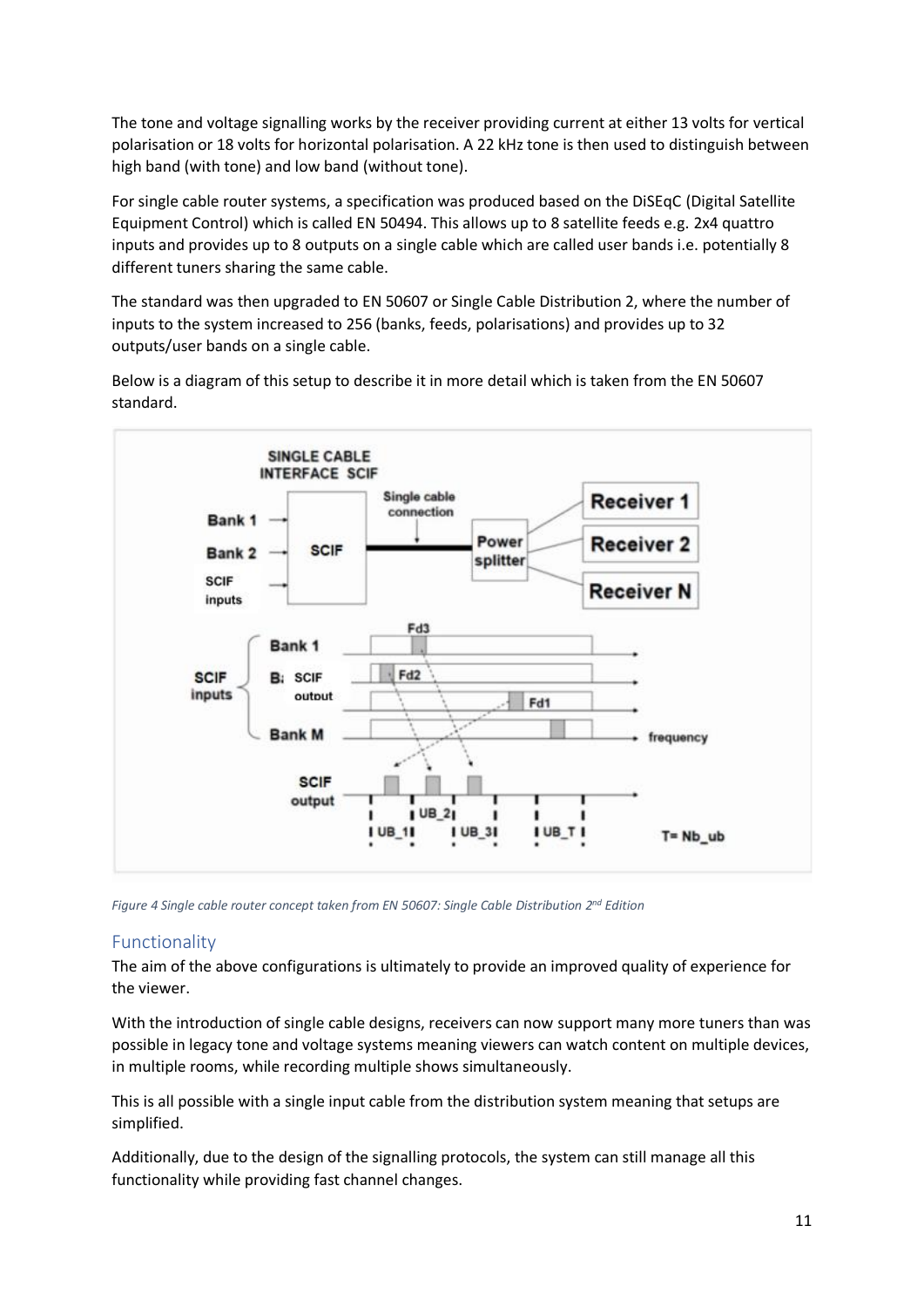The tone and voltage signalling works by the receiver providing current at either 13 volts for vertical polarisation or 18 volts for horizontal polarisation. A 22 kHz tone is then used to distinguish between high band (with tone) and low band (without tone).

For single cable router systems, a specification was produced based on the DiSEqC (Digital Satellite Equipment Control) which is called EN 50494. This allows up to 8 satellite feeds e.g. 2x4 quattro inputs and provides up to 8 outputs on a single cable which are called user bands i.e. potentially 8 different tuners sharing the same cable.

The standard was then upgraded to EN 50607 or Single Cable Distribution 2, where the number of inputs to the system increased to 256 (banks, feeds, polarisations) and provides up to 32 outputs/user bands on a single cable.

Below is a diagram of this setup to describe it in more detail which is taken from the EN 50607 standard.

*Figure 4 Single cable router concept taken from EN 50607: Single Cable Distribution 2nd Edition*

## Functionality

The aim of the above configurations is ultimately to provide an improved quality of experience for the viewer.

With the introduction of single cable designs, receivers can now support many more tuners than was possible in legacy tone and voltage systems meaning viewers can watch content on multiple devices, in multiple rooms, while recording multiple shows simultaneously.

This is all possible with a single input cable from the distribution system meaning that setups are simplified.

Additionally, due to the design of the signalling protocols, the system can still manage all this functionality while providing fast channel changes.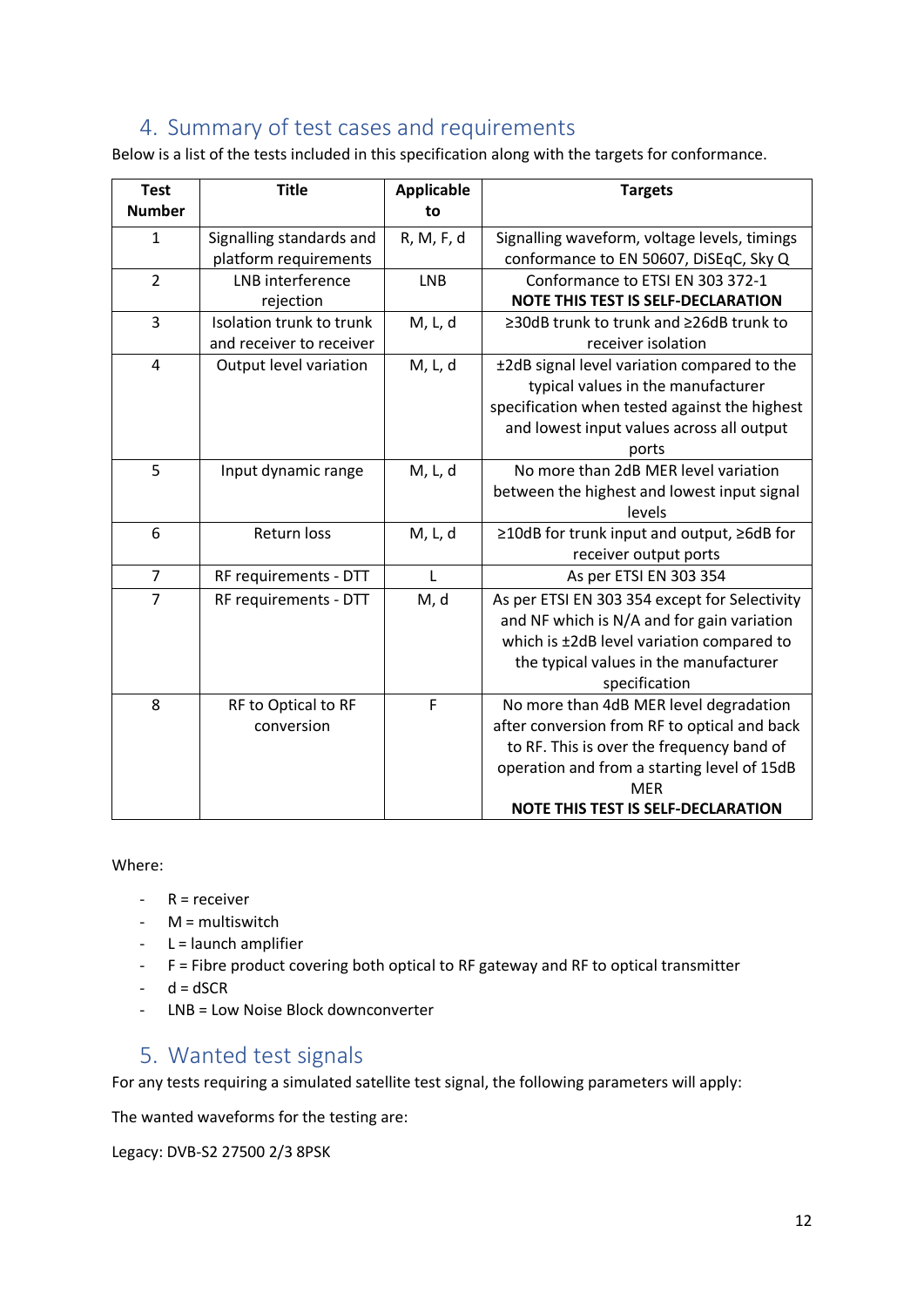## 4. Summary of test cases and requirements

Below is a list of the tests included in this specification along with the targets for conformance.

| Test Number | Title | Applicable to | Targets |
|---|---|---|---|
| 1 | Signalling standards and platform requirements | R, M, F, d | Signalling waveform, voltage levels, timings conformance to EN 50607, DiSEqC, Sky Q |
| 2 | LNB interference rejection | LNB | Conformance to ETSI EN 303 372-1 **NOTE THIS TEST IS SELF-DECLARATION** |
| 3 | Isolation trunk to trunk and receiver to receiver | M, L, d | ≥30dB trunk to trunk and ≥26dB trunk to receiver isolation |
| 4 | Output level variation | M, L, d | ±2dB signal level variation compared to the typical values in the manufacturer specification when tested against the highest and lowest input values across all output ports |
| 5 | Input dynamic range | M, L, d | No more than 2dB MER level variation between the highest and lowest input signal levels |
| 6 | Return loss | M, L, d | ≥10dB for trunk input and output, ≥6dB for receiver output ports |
| 7 | RF requirements - DTT | L | As per ETSI EN 303 354 |
| 7 | RF requirements - DTT | M, d | As per ETSI EN 303 354 except for Selectivity and NF which is N/A and for gain variation which is ±2dB level variation compared to the typical values in the manufacturer specification |
| 8 | RF to Optical to RF conversion | F | No more than 4dB MER level degradation after conversion from RF to optical and back to RF. This is over the frequency band of operation and from a starting level of 15dB MER **NOTE THIS TEST IS SELF-DECLARATION** |

Where:

- R = receiver
- M = multiswitch
- L = launch amplifier
- F = Fibre product covering both optical to RF gateway and RF to optical transmitter
- d = dSCR
- LNB = Low Noise Block downconverter

## 5. Wanted test signals

For any tests requiring a simulated satellite test signal, the following parameters will apply:

The wanted waveforms for the testing are:

Legacy: DVB-S2 27500 2/3 8PSK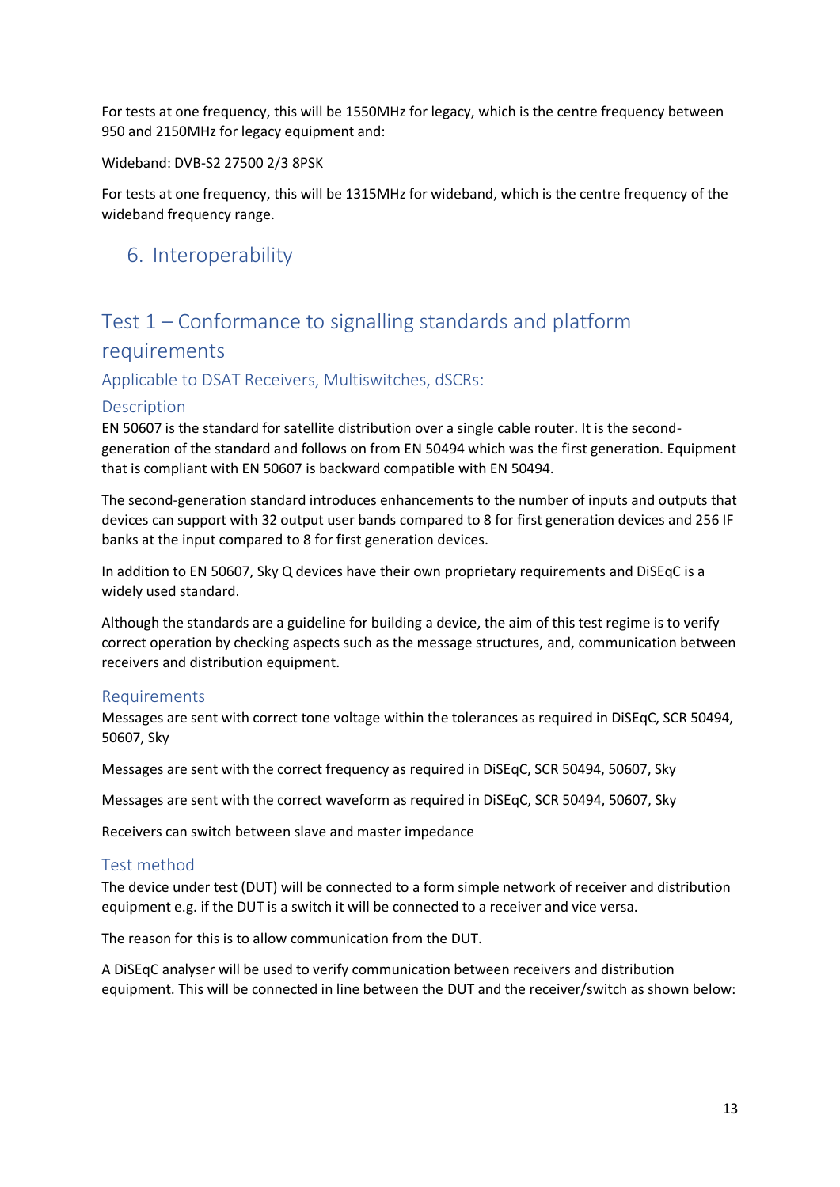For tests at one frequency, this will be 1550MHz for legacy, which is the centre frequency between 950 and 2150MHz for legacy equipment and:

Wideband: DVB-S2 27500 2/3 8PSK

For tests at one frequency, this will be 1315MHz for wideband, which is the centre frequency of the wideband frequency range.

# 6. Interoperability

## Test 1 – Conformance to signalling standards and platform requirements

### Applicable to DSAT Receivers, Multiswitches, dSCRs:

### Description

EN 50607 is the standard for satellite distribution over a single cable router. It is the second-generation of the standard and follows on from EN 50494 which was the first generation. Equipment that is compliant with EN 50607 is backward compatible with EN 50494.

The second-generation standard introduces enhancements to the number of inputs and outputs that devices can support with 32 output user bands compared to 8 for first generation devices and 256 IF banks at the input compared to 8 for first generation devices.

In addition to EN 50607, Sky Q devices have their own proprietary requirements and DiSEqC is a widely used standard.

Although the standards are a guideline for building a device, the aim of this test regime is to verify correct operation by checking aspects such as the message structures, and, communication between receivers and distribution equipment.

### Requirements

Messages are sent with correct tone voltage within the tolerances as required in DiSEqC, SCR 50494, 50607, Sky

Messages are sent with the correct frequency as required in DiSEqC, SCR 50494, 50607, Sky

Messages are sent with the correct waveform as required in DiSEqC, SCR 50494, 50607, Sky

Receivers can switch between slave and master impedance

### Test method

The device under test (DUT) will be connected to a form simple network of receiver and distribution equipment e.g. if the DUT is a switch it will be connected to a receiver and vice versa.

The reason for this is to allow communication from the DUT.

A DiSEqC analyser will be used to verify communication between receivers and distribution equipment. This will be connected in line between the DUT and the receiver/switch as shown below: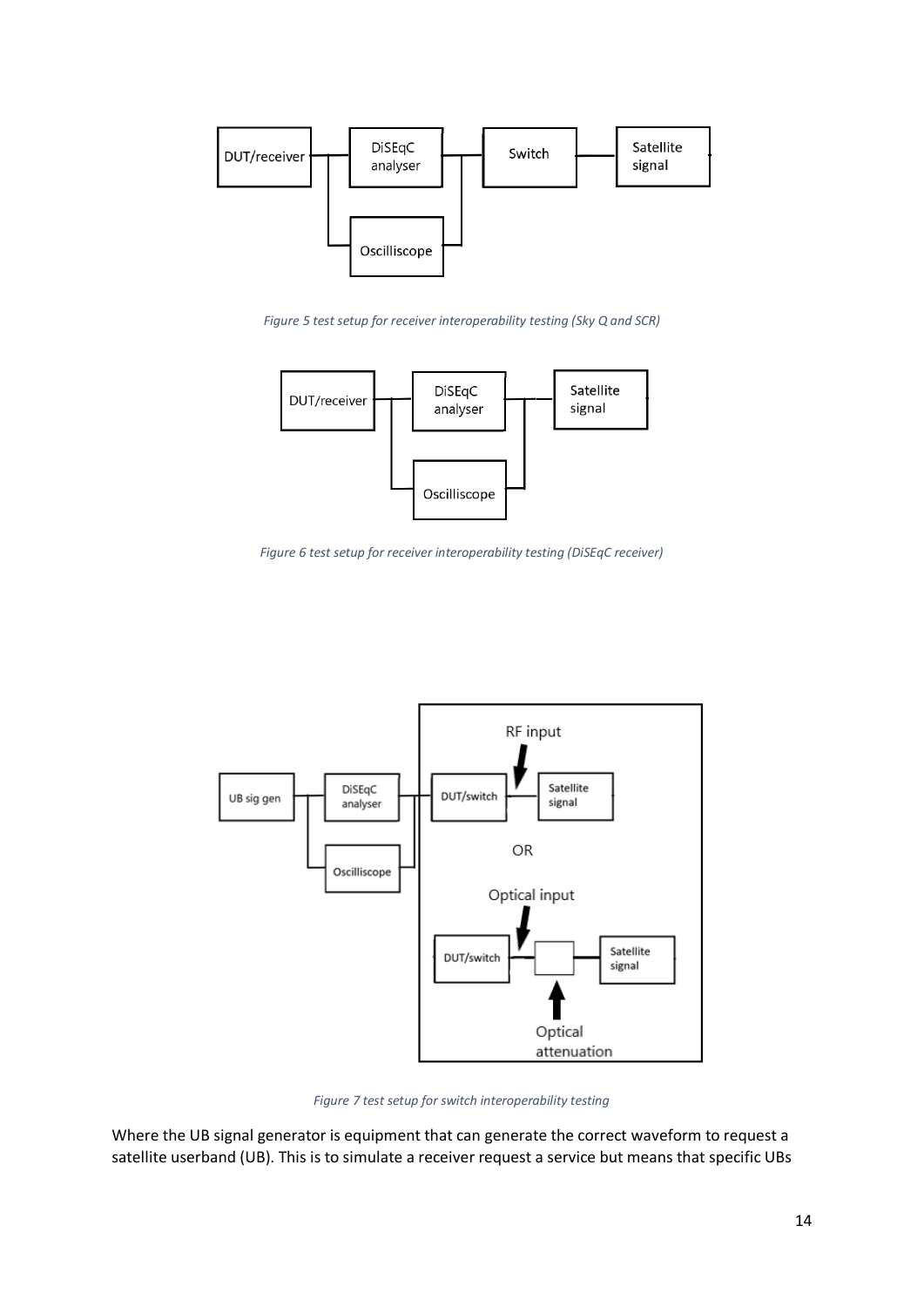*Figure 5 test setup for receiver interoperability testing (Sky Q and SCR)*

*Figure 6 test setup for receiver interoperability testing (DiSEqC receiver)*

*Figure 7 test setup for switch interoperability testing*

Where the UB signal generator is equipment that can generate the correct waveform to request a satellite userband (UB). This is to simulate a receiver request a service but means that specific UBs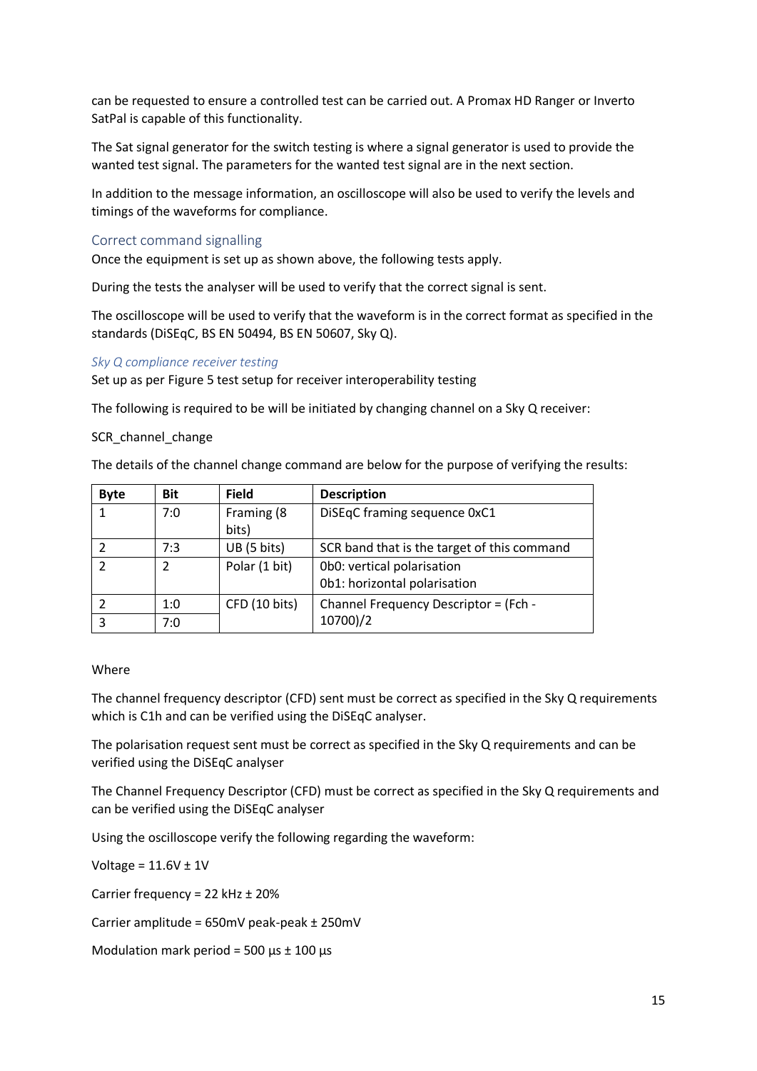can be requested to ensure a controlled test can be carried out. A Promax HD Ranger or Inverto SatPal is capable of this functionality.

The Sat signal generator for the switch testing is where a signal generator is used to provide the wanted test signal. The parameters for the wanted test signal are in the next section.

In addition to the message information, an oscilloscope will also be used to verify the levels and timings of the waveforms for compliance.

## Correct command signalling

Once the equipment is set up as shown above, the following tests apply.

During the tests the analyser will be used to verify that the correct signal is sent.

The oscilloscope will be used to verify that the waveform is in the correct format as specified in the standards (DiSEqC, BS EN 50494, BS EN 50607, Sky Q).

### *Sky Q compliance receiver testing*

Set up as per Figure 5 test setup for receiver interoperability testing

The following is required to be will be initiated by changing channel on a Sky Q receiver:

SCR_channel_change

The details of the channel change command are below for the purpose of verifying the results:

| Byte | Bit | Field | Description |
|---|---|---|---|
| 1 | 7:0 | Framing (8 bits) | DiSEqC framing sequence 0xC1 |
| 2 | 7:3 | UB (5 bits) | SCR band that is the target of this command |
| 2 | 2 | Polar (1 bit) | 0b0: vertical polarisation<br>0b1: horizontal polarisation |
| 2 | 1:0 | CFD (10 bits) | Channel Frequency Descriptor = (Fch - 10700)/2 |
| 3 | 7:0 | | |

Where

The channel frequency descriptor (CFD) sent must be correct as specified in the Sky Q requirements which is C1h and can be verified using the DiSEqC analyser.

The polarisation request sent must be correct as specified in the Sky Q requirements and can be verified using the DiSEqC analyser

The Channel Frequency Descriptor (CFD) must be correct as specified in the Sky Q requirements and can be verified using the DiSEqC analyser

Using the oscilloscope verify the following regarding the waveform:

Voltage = 11.6V ± 1V

Carrier frequency = 22 kHz ± 20%

Carrier amplitude = 650mV peak-peak ± 250mV

Modulation mark period = 500 µs ± 100 µs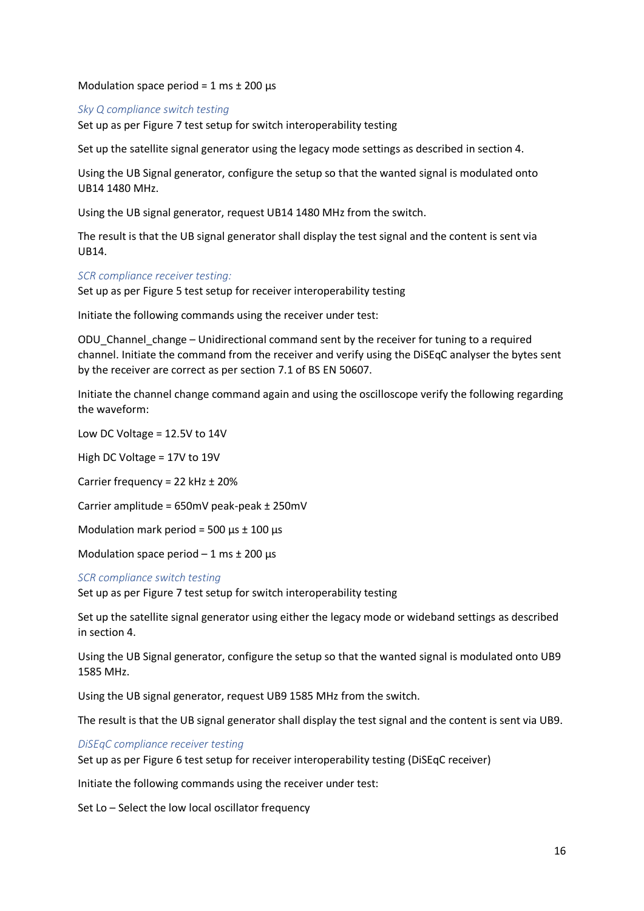Modulation space period = 1 ms ± 200 µs

### *Sky Q compliance switch testing*

Set up as per Figure 7 test setup for switch interoperability testing

Set up the satellite signal generator using the legacy mode settings as described in section 4.

Using the UB Signal generator, configure the setup so that the wanted signal is modulated onto UB14 1480 MHz.

Using the UB signal generator, request UB14 1480 MHz from the switch.

The result is that the UB signal generator shall display the test signal and the content is sent via UB14.

### *SCR compliance receiver testing:*

Set up as per Figure 5 test setup for receiver interoperability testing

Initiate the following commands using the receiver under test:

ODU_Channel_change – Unidirectional command sent by the receiver for tuning to a required channel. Initiate the command from the receiver and verify using the DiSEqC analyser the bytes sent by the receiver are correct as per section 7.1 of BS EN 50607.

Initiate the channel change command again and using the oscilloscope verify the following regarding the waveform:

Low DC Voltage = 12.5V to 14V

High DC Voltage = 17V to 19V

Carrier frequency = 22 kHz ± 20%

Carrier amplitude = 650mV peak-peak ± 250mV

Modulation mark period = 500 µs ± 100 µs

Modulation space period – 1 ms ± 200 µs

### *SCR compliance switch testing*

Set up as per Figure 7 test setup for switch interoperability testing

Set up the satellite signal generator using either the legacy mode or wideband settings as described in section 4.

Using the UB Signal generator, configure the setup so that the wanted signal is modulated onto UB9 1585 MHz.

Using the UB signal generator, request UB9 1585 MHz from the switch.

The result is that the UB signal generator shall display the test signal and the content is sent via UB9.

### *DiSEqC compliance receiver testing*

Set up as per Figure 6 test setup for receiver interoperability testing (DiSEqC receiver)

Initiate the following commands using the receiver under test:

Set Lo – Select the low local oscillator frequency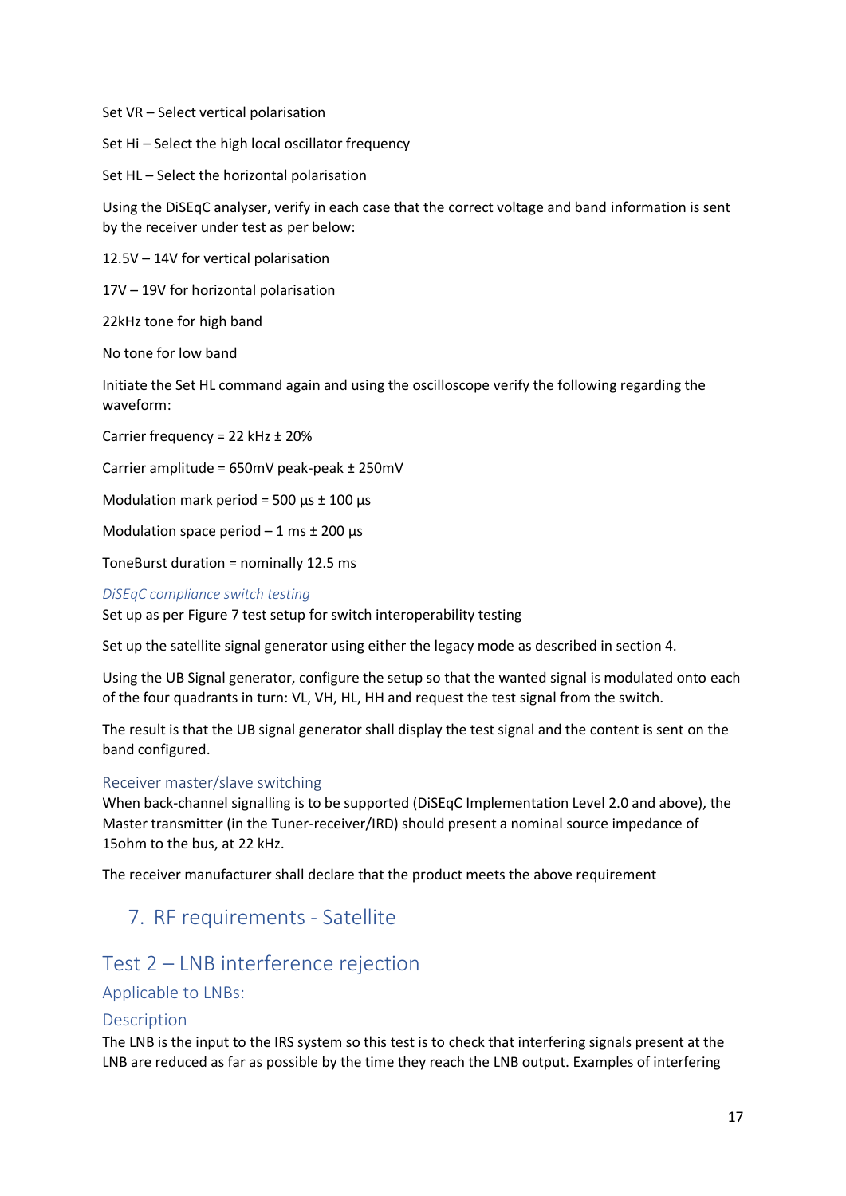Set VR – Select vertical polarisation

Set Hi – Select the high local oscillator frequency

Set HL – Select the horizontal polarisation

Using the DiSEqC analyser, verify in each case that the correct voltage and band information is sent by the receiver under test as per below:

12.5V – 14V for vertical polarisation

17V – 19V for horizontal polarisation

22kHz tone for high band

No tone for low band

Initiate the Set HL command again and using the oscilloscope verify the following regarding the waveform:

Carrier frequency = 22 kHz ± 20%

Carrier amplitude = 650mV peak-peak ± 250mV

Modulation mark period = 500 µs ± 100 µs

Modulation space period – 1 ms ± 200 µs

ToneBurst duration = nominally 12.5 ms

*DiSEqC compliance switch testing*

Set up as per Figure 7 test setup for switch interoperability testing

Set up the satellite signal generator using either the legacy mode as described in section 4.

Using the UB Signal generator, configure the setup so that the wanted signal is modulated onto each of the four quadrants in turn: VL, VH, HL, HH and request the test signal from the switch.

The result is that the UB signal generator shall display the test signal and the content is sent on the band configured.

#### Receiver master/slave switching

When back-channel signalling is to be supported (DiSEqC Implementation Level 2.0 and above), the Master transmitter (in the Tuner-receiver/IRD) should present a nominal source impedance of 15ohm to the bus, at 22 kHz.

The receiver manufacturer shall declare that the product meets the above requirement

# 7. RF requirements - Satellite

## Test 2 – LNB interference rejection

### Applicable to LNBs:

### Description

The LNB is the input to the IRS system so this test is to check that interfering signals present at the LNB are reduced as far as possible by the time they reach the LNB output. Examples of interfering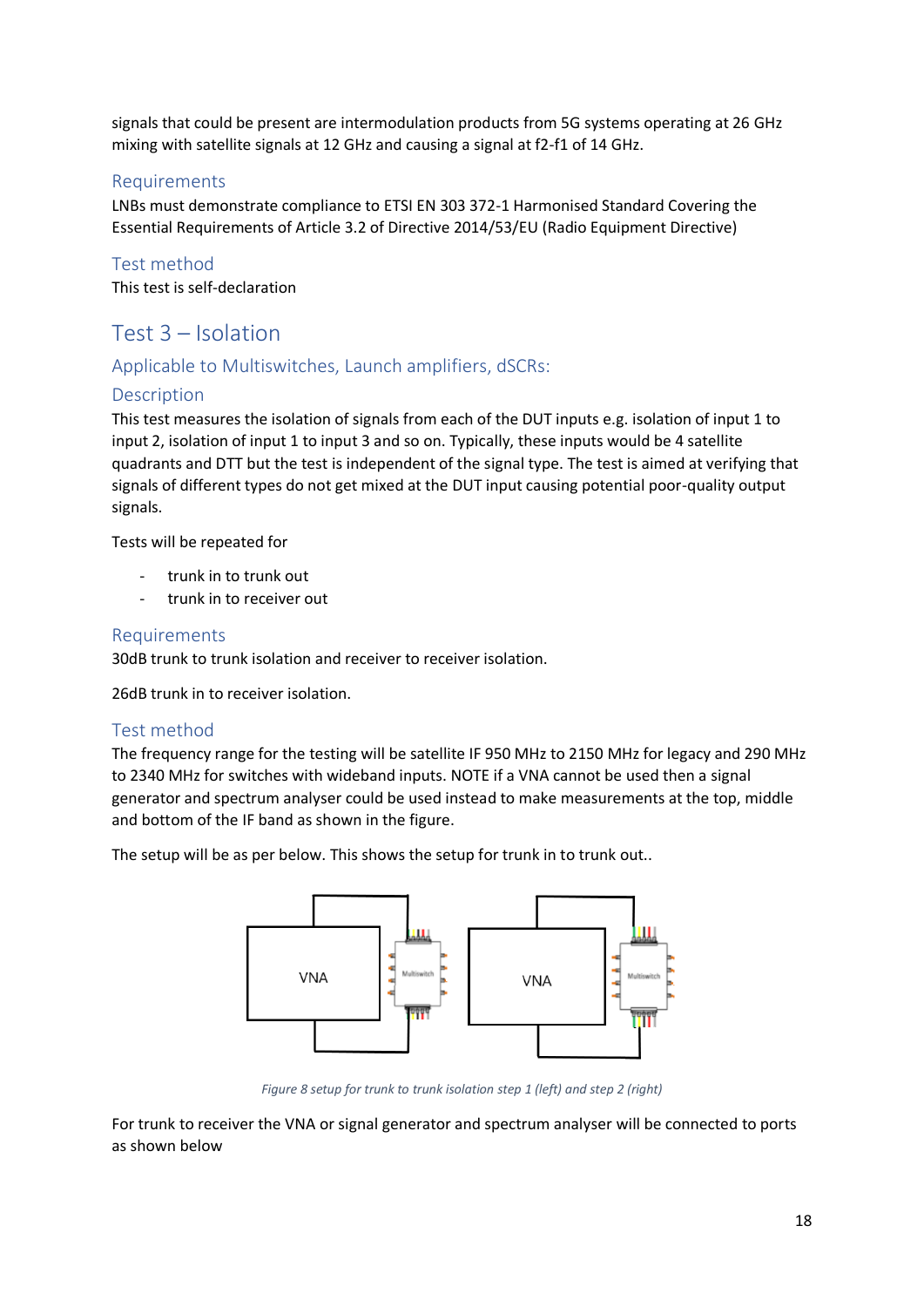signals that could be present are intermodulation products from 5G systems operating at 26 GHz mixing with satellite signals at 12 GHz and causing a signal at f2-f1 of 14 GHz.

### Requirements

LNBs must demonstrate compliance to ETSI EN 303 372-1 Harmonised Standard Covering the Essential Requirements of Article 3.2 of Directive 2014/53/EU (Radio Equipment Directive)

### Test method

This test is self-declaration

## Test 3 – Isolation

### Applicable to Multiswitches, Launch amplifiers, dSCRs:

### Description

This test measures the isolation of signals from each of the DUT inputs e.g. isolation of input 1 to input 2, isolation of input 1 to input 3 and so on. Typically, these inputs would be 4 satellite quadrants and DTT but the test is independent of the signal type. The test is aimed at verifying that signals of different types do not get mixed at the DUT input causing potential poor-quality output signals.

Tests will be repeated for

- trunk in to trunk out
- trunk in to receiver out

### Requirements

30dB trunk to trunk isolation and receiver to receiver isolation.

26dB trunk in to receiver isolation.

### Test method

The frequency range for the testing will be satellite IF 950 MHz to 2150 MHz for legacy and 290 MHz to 2340 MHz for switches with wideband inputs. NOTE if a VNA cannot be used then a signal generator and spectrum analyser could be used instead to make measurements at the top, middle and bottom of the IF band as shown in the figure.

The setup will be as per below. This shows the setup for trunk in to trunk out..

*Figure 8 setup for trunk to trunk isolation step 1 (left) and step 2 (right)*

For trunk to receiver the VNA or signal generator and spectrum analyser will be connected to ports as shown below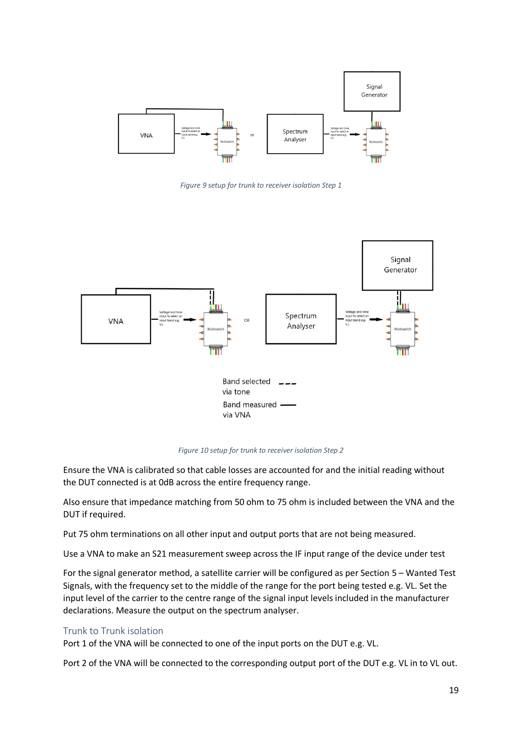*Figure 9 setup for trunk to receiver isolation Step 1*

*Figure 10 setup for trunk to receiver isolation Step 2*

Ensure the VNA is calibrated so that cable losses are accounted for and the initial reading without the DUT connected is at 0dB across the entire frequency range.

Also ensure that impedance matching from 50 ohm to 75 ohm is included between the VNA and the DUT if required.

Put 75 ohm terminations on all other input and output ports that are not being measured.

Use a VNA to make an S21 measurement sweep across the IF input range of the device under test

For the signal generator method, a satellite carrier will be configured as per Section 5 – Wanted Test Signals, with the frequency set to the middle of the range for the port being tested e.g. VL. Set the input level of the carrier to the centre range of the signal input levels included in the manufacturer declarations. Measure the output on the spectrum analyser.

### Trunk to Trunk isolation

Port 1 of the VNA will be connected to one of the input ports on the DUT e.g. VL.

Port 2 of the VNA will be connected to the corresponding output port of the DUT e.g. VL in to VL out.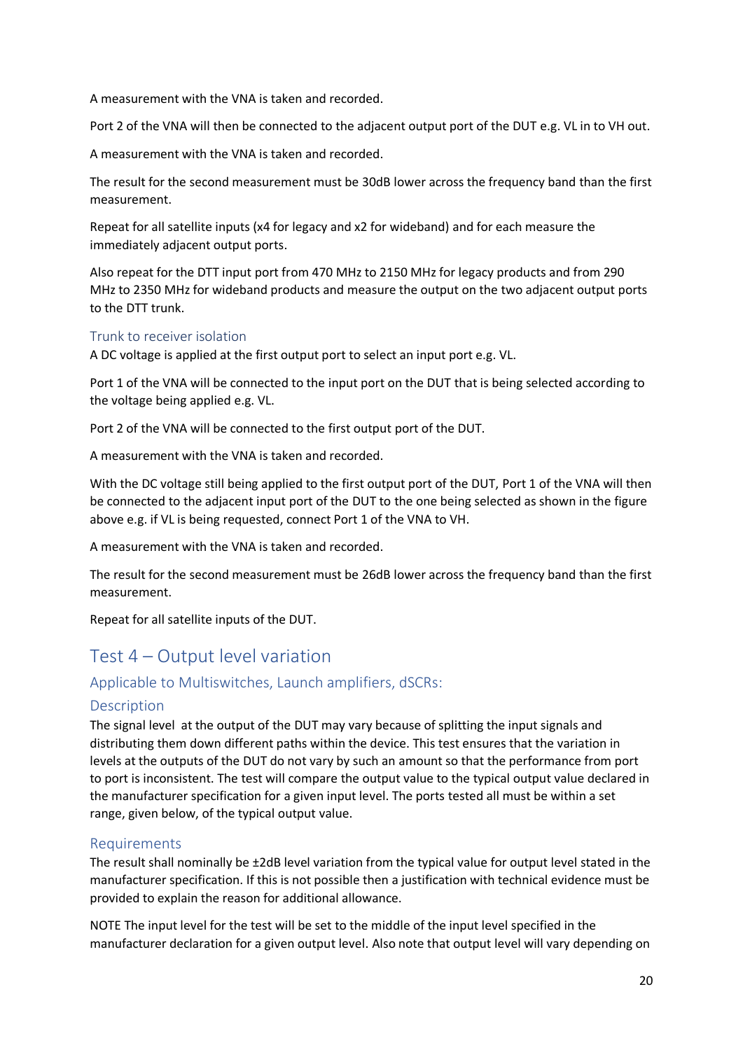A measurement with the VNA is taken and recorded.

Port 2 of the VNA will then be connected to the adjacent output port of the DUT e.g. VL in to VH out.

A measurement with the VNA is taken and recorded.

The result for the second measurement must be 30dB lower across the frequency band than the first measurement.

Repeat for all satellite inputs (x4 for legacy and x2 for wideband) and for each measure the immediately adjacent output ports.

Also repeat for the DTT input port from 470 MHz to 2150 MHz for legacy products and from 290 MHz to 2350 MHz for wideband products and measure the output on the two adjacent output ports to the DTT trunk.

### Trunk to receiver isolation

A DC voltage is applied at the first output port to select an input port e.g. VL.

Port 1 of the VNA will be connected to the input port on the DUT that is being selected according to the voltage being applied e.g. VL.

Port 2 of the VNA will be connected to the first output port of the DUT.

A measurement with the VNA is taken and recorded.

With the DC voltage still being applied to the first output port of the DUT, Port 1 of the VNA will then be connected to the adjacent input port of the DUT to the one being selected as shown in the figure above e.g. if VL is being requested, connect Port 1 of the VNA to VH.

A measurement with the VNA is taken and recorded.

The result for the second measurement must be 26dB lower across the frequency band than the first measurement.

Repeat for all satellite inputs of the DUT.

## Test 4 – Output level variation

### Applicable to Multiswitches, Launch amplifiers, dSCRs:

### Description

The signal level at the output of the DUT may vary because of splitting the input signals and distributing them down different paths within the device. This test ensures that the variation in levels at the outputs of the DUT do not vary by such an amount so that the performance from port to port is inconsistent. The test will compare the output value to the typical output value declared in the manufacturer specification for a given input level. The ports tested all must be within a set range, given below, of the typical output value.

### Requirements

The result shall nominally be ±2dB level variation from the typical value for output level stated in the manufacturer specification. If this is not possible then a justification with technical evidence must be provided to explain the reason for additional allowance.

NOTE The input level for the test will be set to the middle of the input level specified in the manufacturer declaration for a given output level. Also note that output level will vary depending on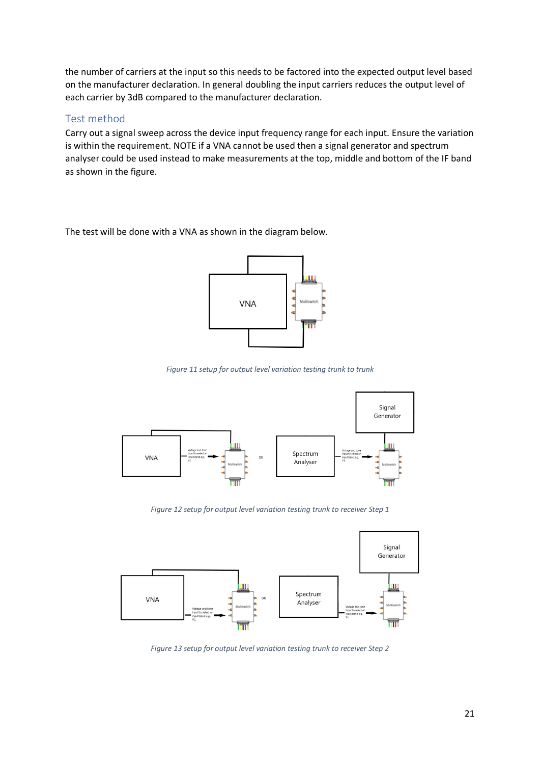the number of carriers at the input so this needs to be factored into the expected output level based on the manufacturer declaration. In general doubling the input carriers reduces the output level of each carrier by 3dB compared to the manufacturer declaration.

## Test method

Carry out a signal sweep across the device input frequency range for each input. Ensure the variation is within the requirement. NOTE if a VNA cannot be used then a signal generator and spectrum analyser could be used instead to make measurements at the top, middle and bottom of the IF band as shown in the figure.

The test will be done with a VNA as shown in the diagram below.

*Figure 11 setup for output level variation testing trunk to trunk*

*Figure 12 setup for output level variation testing trunk to receiver Step 1*

*Figure 13 setup for output level variation testing trunk to receiver Step 2*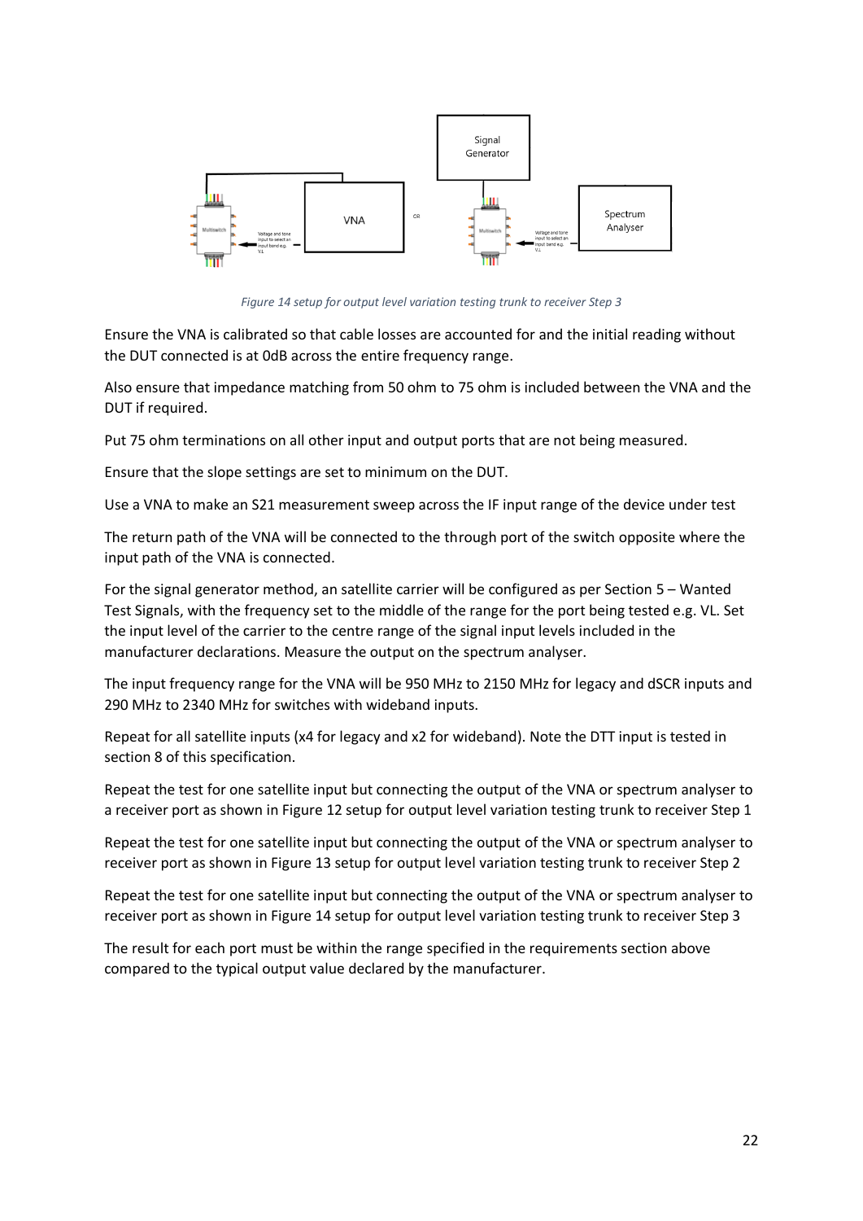*Figure 14 setup for output level variation testing trunk to receiver Step 3*

Ensure the VNA is calibrated so that cable losses are accounted for and the initial reading without the DUT connected is at 0dB across the entire frequency range.

Also ensure that impedance matching from 50 ohm to 75 ohm is included between the VNA and the DUT if required.

Put 75 ohm terminations on all other input and output ports that are not being measured.

Ensure that the slope settings are set to minimum on the DUT.

Use a VNA to make an S21 measurement sweep across the IF input range of the device under test

The return path of the VNA will be connected to the through port of the switch opposite where the input path of the VNA is connected.

For the signal generator method, an satellite carrier will be configured as per Section 5 – Wanted Test Signals, with the frequency set to the middle of the range for the port being tested e.g. VL. Set the input level of the carrier to the centre range of the signal input levels included in the manufacturer declarations. Measure the output on the spectrum analyser.

The input frequency range for the VNA will be 950 MHz to 2150 MHz for legacy and dSCR inputs and 290 MHz to 2340 MHz for switches with wideband inputs.

Repeat for all satellite inputs (x4 for legacy and x2 for wideband). Note the DTT input is tested in section 8 of this specification.

Repeat the test for one satellite input but connecting the output of the VNA or spectrum analyser to a receiver port as shown in Figure 12 setup for output level variation testing trunk to receiver Step 1

Repeat the test for one satellite input but connecting the output of the VNA or spectrum analyser to receiver port as shown in Figure 13 setup for output level variation testing trunk to receiver Step 2

Repeat the test for one satellite input but connecting the output of the VNA or spectrum analyser to receiver port as shown in Figure 14 setup for output level variation testing trunk to receiver Step 3

The result for each port must be within the range specified in the requirements section above compared to the typical output value declared by the manufacturer.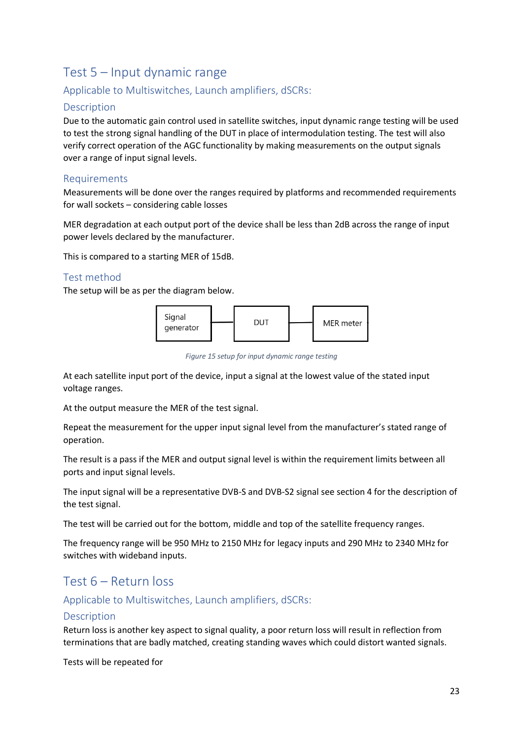# Test 5 – Input dynamic range

## Applicable to Multiswitches, Launch amplifiers, dSCRs:

### Description

Due to the automatic gain control used in satellite switches, input dynamic range testing will be used to test the strong signal handling of the DUT in place of intermodulation testing. The test will also verify correct operation of the AGC functionality by making measurements on the output signals over a range of input signal levels.

### Requirements

Measurements will be done over the ranges required by platforms and recommended requirements for wall sockets – considering cable losses

MER degradation at each output port of the device shall be less than 2dB across the range of input power levels declared by the manufacturer.

This is compared to a starting MER of 15dB.

### Test method

The setup will be as per the diagram below.

Signal generator — DUT — MER meter

*Figure 15 setup for input dynamic range testing*

At each satellite input port of the device, input a signal at the lowest value of the stated input voltage ranges.

At the output measure the MER of the test signal.

Repeat the measurement for the upper input signal level from the manufacturer's stated range of operation.

The result is a pass if the MER and output signal level is within the requirement limits between all ports and input signal levels.

The input signal will be a representative DVB-S and DVB-S2 signal see section 4 for the description of the test signal.

The test will be carried out for the bottom, middle and top of the satellite frequency ranges.

The frequency range will be 950 MHz to 2150 MHz for legacy inputs and 290 MHz to 2340 MHz for switches with wideband inputs.

# Test 6 – Return loss

## Applicable to Multiswitches, Launch amplifiers, dSCRs:

### Description

Return loss is another key aspect to signal quality, a poor return loss will result in reflection from terminations that are badly matched, creating standing waves which could distort wanted signals.

Tests will be repeated for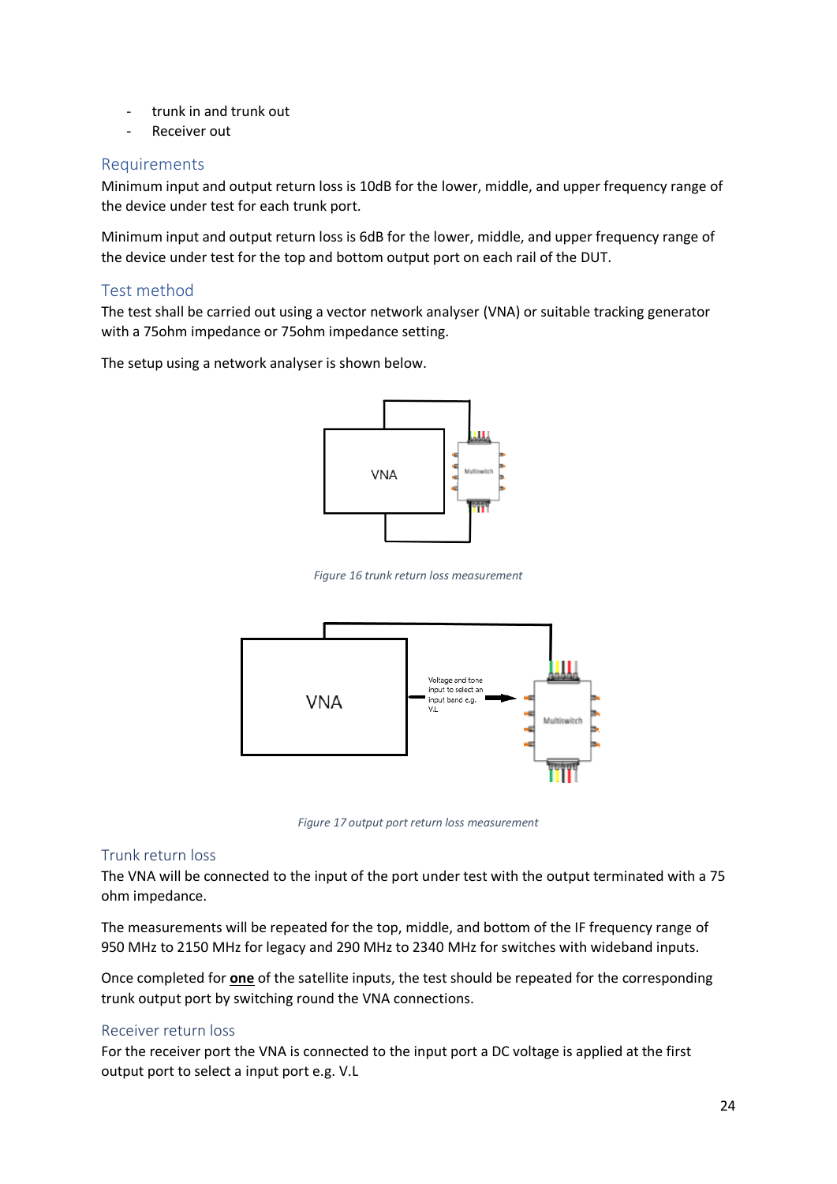- trunk in and trunk out
- Receiver out

## Requirements

Minimum input and output return loss is 10dB for the lower, middle, and upper frequency range of the device under test for each trunk port.

Minimum input and output return loss is 6dB for the lower, middle, and upper frequency range of the device under test for the top and bottom output port on each rail of the DUT.

## Test method

The test shall be carried out using a vector network analyser (VNA) or suitable tracking generator with a 75ohm impedance or 75ohm impedance setting.

The setup using a network analyser is shown below.

*Figure 16 trunk return loss measurement*

*Figure 17 output port return loss measurement*

## Trunk return loss

The VNA will be connected to the input of the port under test with the output terminated with a 75 ohm impedance.

The measurements will be repeated for the top, middle, and bottom of the IF frequency range of 950 MHz to 2150 MHz for legacy and 290 MHz to 2340 MHz for switches with wideband inputs.

Once completed for **one** of the satellite inputs, the test should be repeated for the corresponding trunk output port by switching round the VNA connections.

## Receiver return loss

For the receiver port the VNA is connected to the input port a DC voltage is applied at the first output port to select a input port e.g. V.L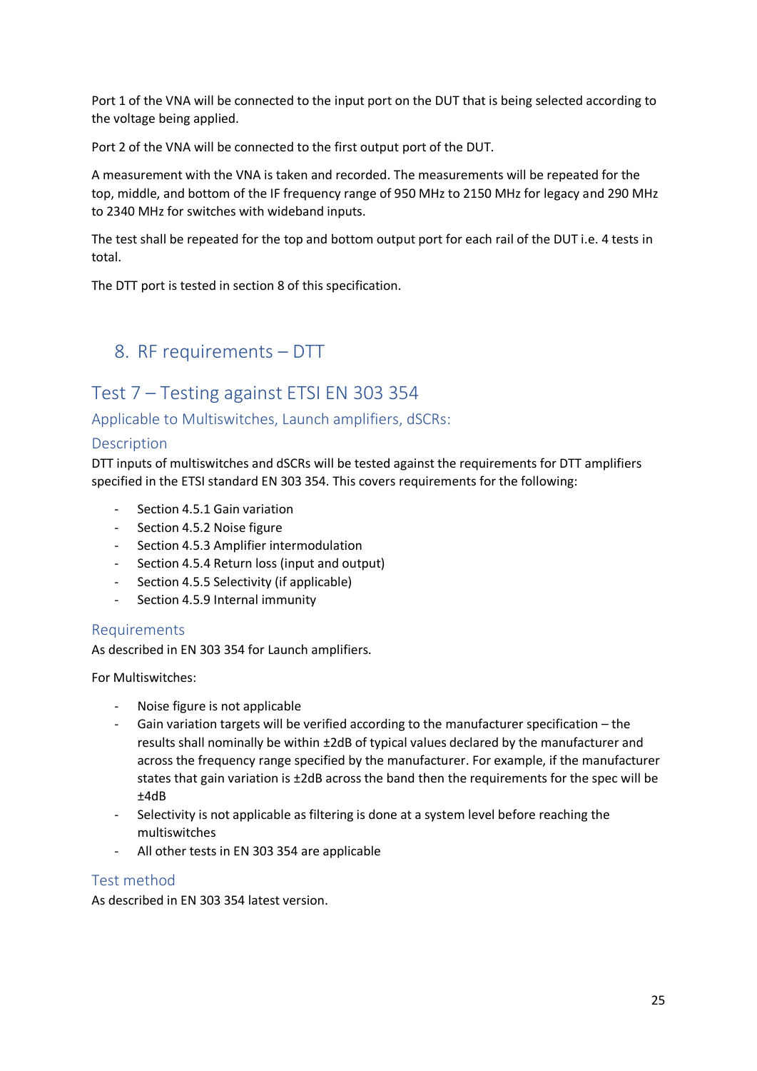Port 1 of the VNA will be connected to the input port on the DUT that is being selected according to the voltage being applied.

Port 2 of the VNA will be connected to the first output port of the DUT.

A measurement with the VNA is taken and recorded. The measurements will be repeated for the top, middle, and bottom of the IF frequency range of 950 MHz to 2150 MHz for legacy and 290 MHz to 2340 MHz for switches with wideband inputs.

The test shall be repeated for the top and bottom output port for each rail of the DUT i.e. 4 tests in total.

The DTT port is tested in section 8 of this specification.

# 8. RF requirements – DTT

## Test 7 – Testing against ETSI EN 303 354

### Applicable to Multiswitches, Launch amplifiers, dSCRs:

### Description

DTT inputs of multiswitches and dSCRs will be tested against the requirements for DTT amplifiers specified in the ETSI standard EN 303 354. This covers requirements for the following:

- Section 4.5.1 Gain variation
- Section 4.5.2 Noise figure
- Section 4.5.3 Amplifier intermodulation
- Section 4.5.4 Return loss (input and output)
- Section 4.5.5 Selectivity (if applicable)
- Section 4.5.9 Internal immunity

### Requirements

As described in EN 303 354 for Launch amplifiers.

For Multiswitches:

- Noise figure is not applicable
- Gain variation targets will be verified according to the manufacturer specification – the results shall nominally be within ±2dB of typical values declared by the manufacturer and across the frequency range specified by the manufacturer. For example, if the manufacturer states that gain variation is ±2dB across the band then the requirements for the spec will be ±4dB
- Selectivity is not applicable as filtering is done at a system level before reaching the multiswitches
- All other tests in EN 303 354 are applicable

### Test method

As described in EN 303 354 latest version.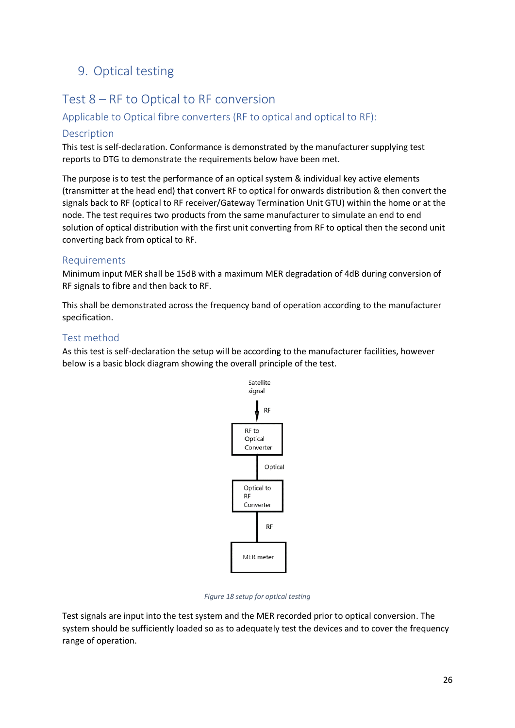# 9. Optical testing

## Test 8 – RF to Optical to RF conversion

### Applicable to Optical fibre converters (RF to optical and optical to RF):

### Description

This test is self-declaration. Conformance is demonstrated by the manufacturer supplying test reports to DTG to demonstrate the requirements below have been met.

The purpose is to test the performance of an optical system & individual key active elements (transmitter at the head end) that convert RF to optical for onwards distribution & then convert the signals back to RF (optical to RF receiver/Gateway Termination Unit GTU) within the home or at the node. The test requires two products from the same manufacturer to simulate an end to end solution of optical distribution with the first unit converting from RF to optical then the second unit converting back from optical to RF.

### Requirements

Minimum input MER shall be 15dB with a maximum MER degradation of 4dB during conversion of RF signals to fibre and then back to RF.

This shall be demonstrated across the frequency band of operation according to the manufacturer specification.

### Test method

As this test is self-declaration the setup will be according to the manufacturer facilities, however below is a basic block diagram showing the overall principle of the test.

Satellite signal

RF

RF to Optical Converter

Optical

Optical to RF Converter

RF

MER meter

*Figure 18 setup for optical testing*

Test signals are input into the test system and the MER recorded prior to optical conversion. The system should be sufficiently loaded so as to adequately test the devices and to cover the frequency range of operation.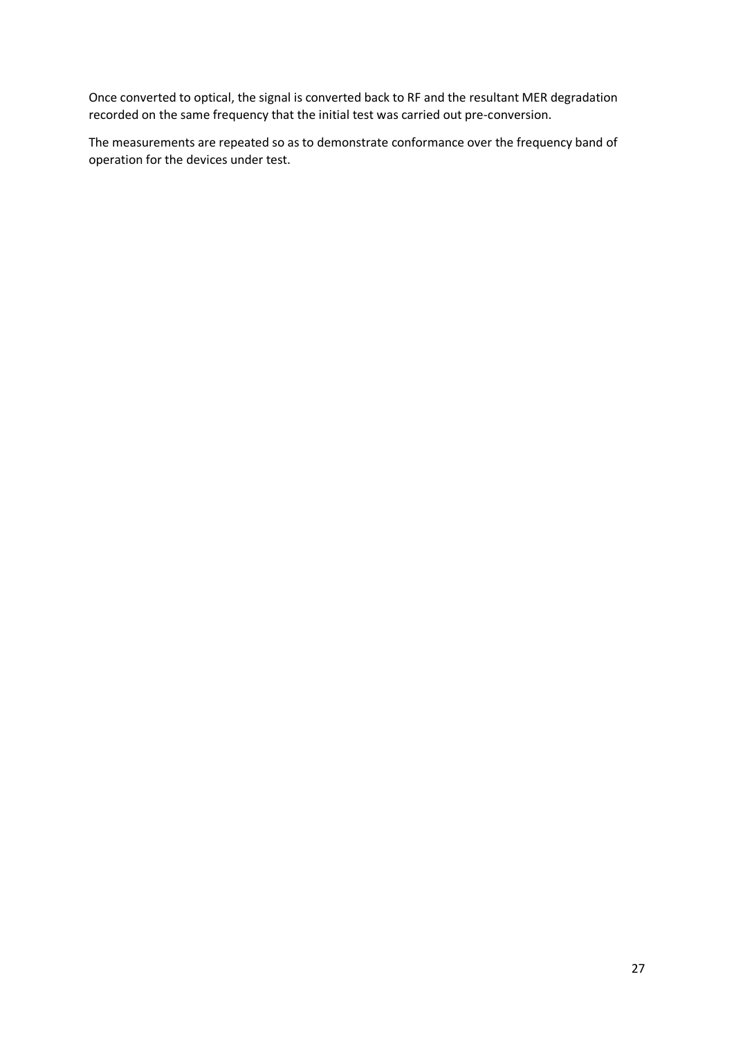Once converted to optical, the signal is converted back to RF and the resultant MER degradation recorded on the same frequency that the initial test was carried out pre-conversion.

The measurements are repeated so as to demonstrate conformance over the frequency band of operation for the devices under test.